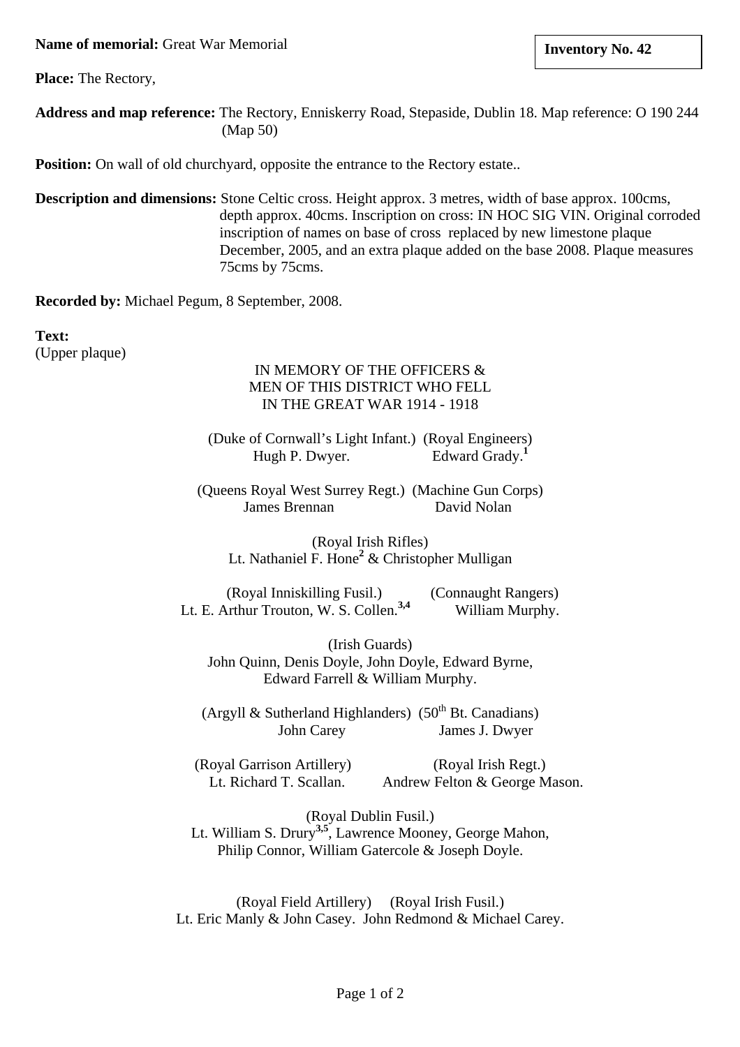**Name of memorial:** Great War Memorial

**Inventory No. 42**

**Place:** The Rectory,

**Address and map reference:** The Rectory, Enniskerry Road, Stepaside, Dublin 18. Map reference: O 190 244 (Map 50)

**Position:** On wall of old churchyard, opposite the entrance to the Rectory estate..

**Description and dimensions:** Stone Celtic cross. Height approx. 3 metres, width of base approx. 100cms, depth approx. 40cms. Inscription on cross: IN HOC SIG VIN. Original corroded inscription of names on base of cross replaced by new limestone plaque December, 2005, and an extra plaque added on the base 2008. Plaque measures 75cms by 75cms.

**Recorded by:** Michael Pegum, 8 September, 2008.

**Text:**
(Upper plaque)

IN MEMORY OF THE OFFICERS &
MEN OF THIS DISTRICT WHO FELL
IN THE GREAT WAR 1914 - 1918

(Duke of Cornwall's Light Infant.) (Royal Engineers)
Hugh P. Dwyer. Edward Grady.[1]

(Queens Royal West Surrey Regt.) (Machine Gun Corps)
James Brennan David Nolan

(Royal Irish Rifles)
Lt. Nathaniel F. Hone[2] & Christopher Mulligan

(Royal Inniskilling Fusil.) (Connaught Rangers)
Lt. E. Arthur Trouton, W. S. Collen.[3,4] William Murphy.

(Irish Guards)
John Quinn, Denis Doyle, John Doyle, Edward Byrne,
Edward Farrell & William Murphy.

(Argyll & Sutherland Highlanders) ($50^{th}$ Bt. Canadians)
John Carey James J. Dwyer

(Royal Garrison Artillery) (Royal Irish Regt.)
Lt. Richard T. Scallan. Andrew Felton & George Mason.

(Royal Dublin Fusil.)
Lt. William S. Drury[3,5], Lawrence Mooney, George Mahon,
Philip Connor, William Gatercole & Joseph Doyle.

(Royal Field Artillery) (Royal Irish Fusil.)
Lt. Eric Manly & John Casey. John Redmond & Michael Carey.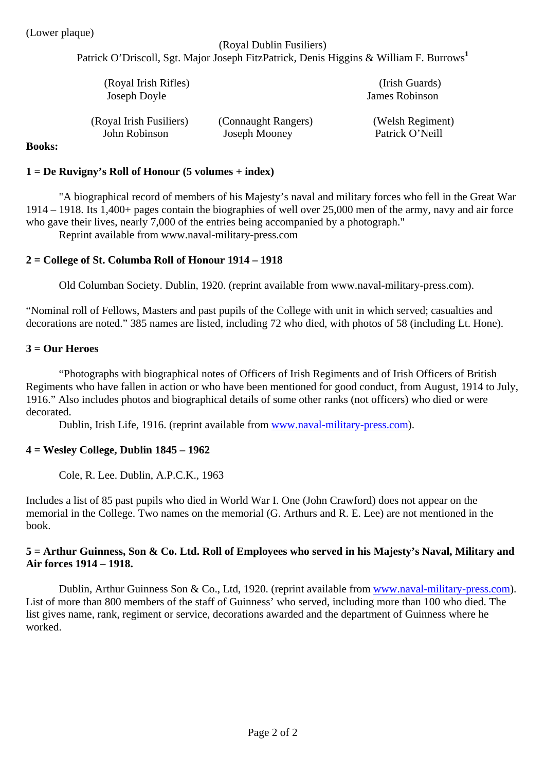(Lower plaque)

(Royal Dublin Fusiliers)
Patrick O'Driscoll, Sgt. Major Joseph FitzPatrick, Denis Higgins & William F. Burrows[1]

(Royal Irish Rifles)
Joseph Doyle

(Irish Guards)
James Robinson

(Royal Irish Fusiliers)
John Robinson

(Connaught Rangers)
Joseph Mooney

(Welsh Regiment)
Patrick O'Neill

**Books:**

**1 = De Ruvigny's Roll of Honour (5 volumes + index)**

"A biographical record of members of his Majesty's naval and military forces who fell in the Great War 1914 – 1918. Its 1,400+ pages contain the biographies of well over 25,000 men of the army, navy and air force who gave their lives, nearly 7,000 of the entries being accompanied by a photograph."
Reprint available from www.naval-military-press.com

**2 = College of St. Columba Roll of Honour 1914 – 1918**

Old Columban Society. Dublin, 1920. (reprint available from www.naval-military-press.com).

"Nominal roll of Fellows, Masters and past pupils of the College with unit in which served; casualties and decorations are noted." 385 names are listed, including 72 who died, with photos of 58 (including Lt. Hone).

**3 = Our Heroes**

"Photographs with biographical notes of Officers of Irish Regiments and of Irish Officers of British Regiments who have fallen in action or who have been mentioned for good conduct, from August, 1914 to July, 1916." Also includes photos and biographical details of some other ranks (not officers) who died or were decorated.
Dublin, Irish Life, 1916. (reprint available from www.naval-military-press.com).

**4 = Wesley College, Dublin 1845 – 1962**

Cole, R. Lee. Dublin, A.P.C.K., 1963

Includes a list of 85 past pupils who died in World War I. One (John Crawford) does not appear on the memorial in the College. Two names on the memorial (G. Arthurs and R. E. Lee) are not mentioned in the book.

**5 = Arthur Guinness, Son & Co. Ltd. Roll of Employees who served in his Majesty's Naval, Military and Air forces 1914 – 1918.**

Dublin, Arthur Guinness Son & Co., Ltd, 1920. (reprint available from www.naval-military-press.com). List of more than 800 members of the staff of Guinness' who served, including more than 100 who died. The list gives name, rank, regiment or service, decorations awarded and the department of Guinness where he worked.